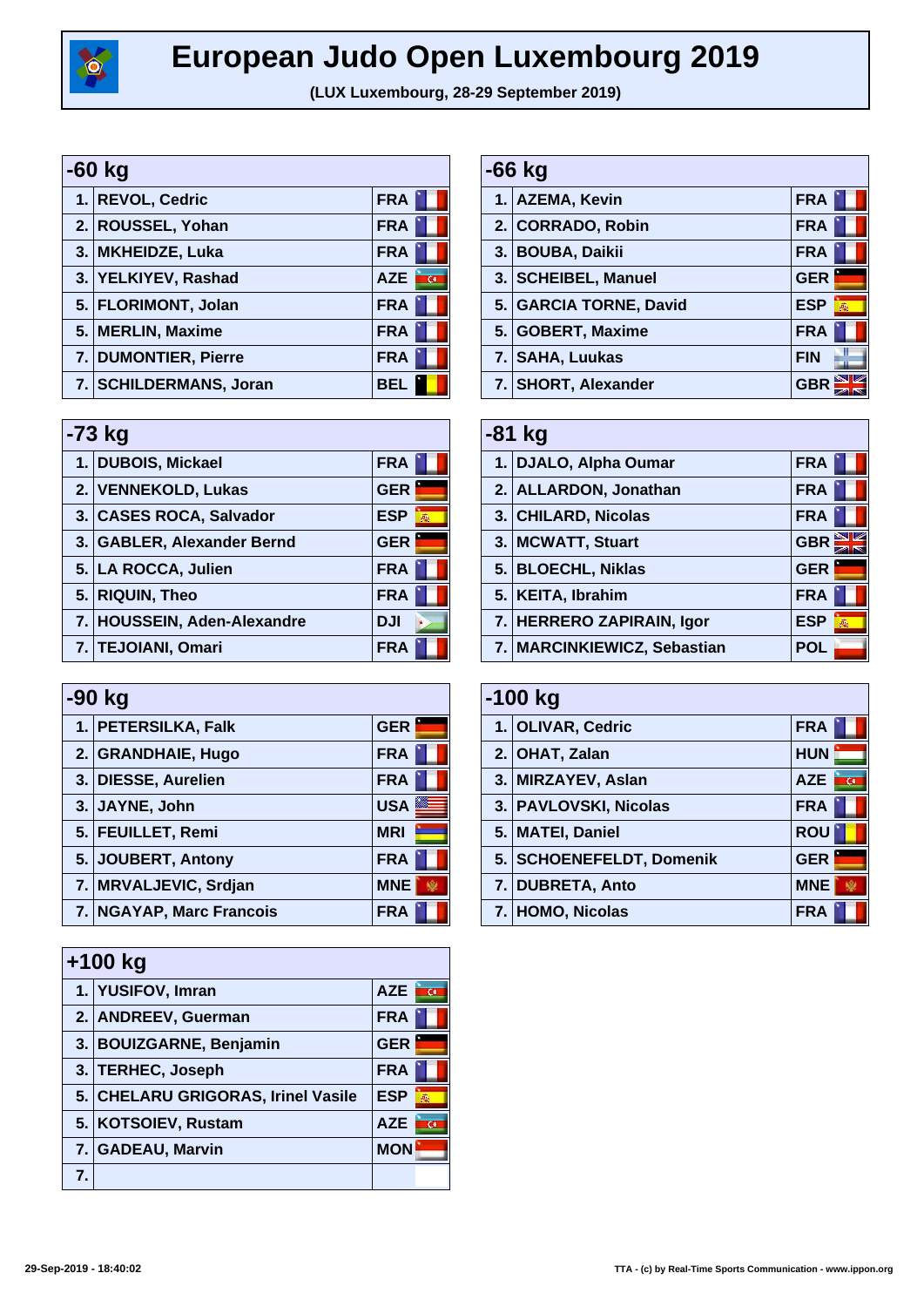# European Judo Open Luxembourg 2019

**(LUX Luxembourg, 28-29 September 2019)**

## -60 kg

| | | |
|---|---|---|
| 1. | REVOL, Cedric | FRA |
| 2. | ROUSSEL, Yohan | FRA |
| 3. | MKHEIDZE, Luka | FRA |
| 3. | YELKIYEV, Rashad | AZE |
| 5. | FLORIMONT, Jolan | FRA |
| 5. | MERLIN, Maxime | FRA |
| 7. | DUMONTIER, Pierre | FRA |
| 7. | SCHILDERMANS, Joran | BEL |

## -66 kg

| | | |
|---|---|---|
| 1. | AZEMA, Kevin | FRA |
| 2. | CORRADO, Robin | FRA |
| 3. | BOUBA, Daikii | FRA |
| 3. | SCHEIBEL, Manuel | GER |
| 5. | GARCIA TORNE, David | ESP |
| 5. | GOBERT, Maxime | FRA |
| 7. | SAHA, Luukas | FIN |
| 7. | SHORT, Alexander | GBR |

## -73 kg

| | | |
|---|---|---|
| 1. | DUBOIS, Mickael | FRA |
| 2. | VENNEKOLD, Lukas | GER |
| 3. | CASES ROCA, Salvador | ESP |
| 3. | GABLER, Alexander Bernd | GER |
| 5. | LA ROCCA, Julien | FRA |
| 5. | RIQUIN, Theo | FRA |
| 7. | HOUSSEIN, Aden-Alexandre | DJI |
| 7. | TEJOIANI, Omari | FRA |

## -81 kg

| | | |
|---|---|---|
| 1. | DJALO, Alpha Oumar | FRA |
| 2. | ALLARDON, Jonathan | FRA |
| 3. | CHILARD, Nicolas | FRA |
| 3. | MCWATT, Stuart | GBR |
| 5. | BLOECHL, Niklas | GER |
| 5. | KEITA, Ibrahim | FRA |
| 7. | HERRERO ZAPIRAIN, Igor | ESP |
| 7. | MARCINKIEWICZ, Sebastian | POL |

## -90 kg

| | | |
|---|---|---|
| 1. | PETERSILKA, Falk | GER |
| 2. | GRANDHAIE, Hugo | FRA |
| 3. | DIESSE, Aurelien | FRA |
| 3. | JAYNE, John | USA |
| 5. | FEUILLET, Remi | MRI |
| 5. | JOUBERT, Antony | FRA |
| 7. | MRVALJEVIC, Srdjan | MNE |
| 7. | NGAYAP, Marc Francois | FRA |

## -100 kg

| | | |
|---|---|---|
| 1. | OLIVAR, Cedric | FRA |
| 2. | OHAT, Zalan | HUN |
| 3. | MIRZAYEV, Aslan | AZE |
| 3. | PAVLOVSKI, Nicolas | FRA |
| 5. | MATEI, Daniel | ROU |
| 5. | SCHOENEFELDT, Domenik | GER |
| 7. | DUBRETA, Anto | MNE |
| 7. | HOMO, Nicolas | FRA |

## +100 kg

| | | |
|---|---|---|
| 1. | YUSIFOV, Imran | AZE |
| 2. | ANDREEV, Guerman | FRA |
| 3. | BOUIZGARNE, Benjamin | GER |
| 3. | TERHEC, Joseph | FRA |
| 5. | CHELARU GRIGORAS, Irinel Vasile | ESP |
| 5. | KOTSOIEV, Rustam | AZE |
| 7. | GADEAU, Marvin | MON |
| 7. | | |

29-Sep-2019 - 18:40:02

TTA - (c) by Real-Time Sports Communication - www.ippon.org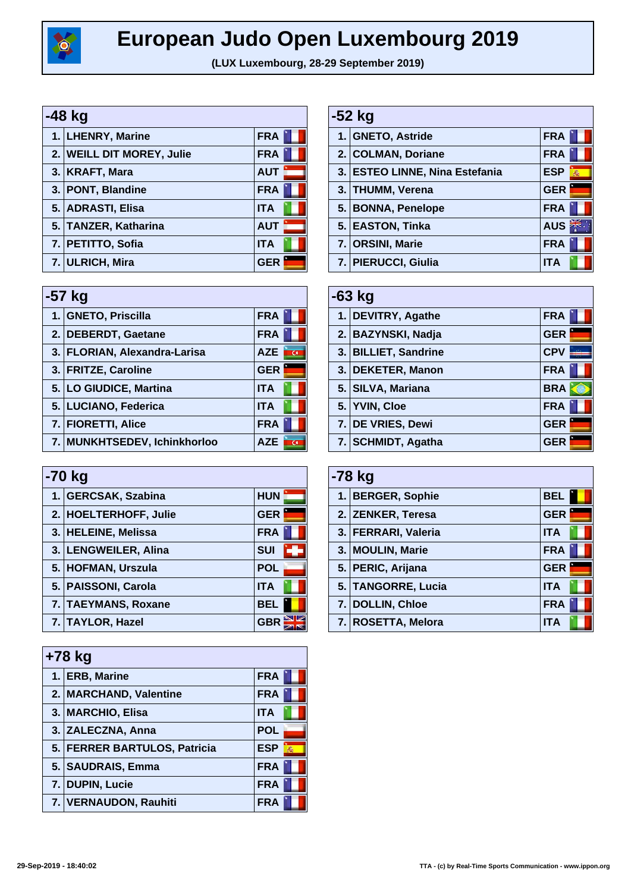# European Judo Open Luxembourg 2019

**(LUX Luxembourg, 28-29 September 2019)**

## -48 kg

| | | |
|---|---|---|
| 1. | LHENRY, Marine | FRA |
| 2. | WEILL DIT MOREY, Julie | FRA |
| 3. | KRAFT, Mara | AUT |
| 3. | PONT, Blandine | FRA |
| 5. | ADRASTI, Elisa | ITA |
| 5. | TANZER, Katharina | AUT |
| 7. | PETITTO, Sofia | ITA |
| 7. | ULRICH, Mira | GER |

## -52 kg

| | | |
|---|---|---|
| 1. | GNETO, Astride | FRA |
| 2. | COLMAN, Doriane | FRA |
| 3. | ESTEO LINNE, Nina Estefania | ESP |
| 3. | THUMM, Verena | GER |
| 5. | BONNA, Penelope | FRA |
| 5. | EASTON, Tinka | AUS |
| 7. | ORSINI, Marie | FRA |
| 7. | PIERUCCI, Giulia | ITA |

## -57 kg

| | | |
|---|---|---|
| 1. | GNETO, Priscilla | FRA |
| 2. | DEBERDT, Gaetane | FRA |
| 3. | FLORIAN, Alexandra-Larisa | AZE |
| 3. | FRITZE, Caroline | GER |
| 5. | LO GIUDICE, Martina | ITA |
| 5. | LUCIANO, Federica | ITA |
| 7. | FIORETTI, Alice | FRA |
| 7. | MUNKHTSEDEV, Ichinkhorloo | AZE |

## -63 kg

| | | |
|---|---|---|
| 1. | DEVITRY, Agathe | FRA |
| 2. | BAZYNSKI, Nadja | GER |
| 3. | BILLIET, Sandrine | CPV |
| 3. | DEKETER, Manon | FRA |
| 5. | SILVA, Mariana | BRA |
| 5. | YVIN, Cloe | FRA |
| 7. | DE VRIES, Dewi | GER |
| 7. | SCHMIDT, Agatha | GER |

## -70 kg

| | | |
|---|---|---|
| 1. | GERCSAK, Szabina | HUN |
| 2. | HOELTERHOFF, Julie | GER |
| 3. | HELEINE, Melissa | FRA |
| 3. | LENGWEILER, Alina | SUI |
| 5. | HOFMAN, Urszula | POL |
| 5. | PAISSONI, Carola | ITA |
| 7. | TAEYMANS, Roxane | BEL |
| 7. | TAYLOR, Hazel | GBR |

## -78 kg

| | | |
|---|---|---|
| 1. | BERGER, Sophie | BEL |
| 2. | ZENKER, Teresa | GER |
| 3. | FERRARI, Valeria | ITA |
| 3. | MOULIN, Marie | FRA |
| 5. | PERIC, Arijana | GER |
| 5. | TANGORRE, Lucia | ITA |
| 7. | DOLLIN, Chloe | FRA |
| 7. | ROSETTA, Melora | ITA |

## +78 kg

| | | |
|---|---|---|
| 1. | ERB, Marine | FRA |
| 2. | MARCHAND, Valentine | FRA |
| 3. | MARCHIO, Elisa | ITA |
| 3. | ZALECZNA, Anna | POL |
| 5. | FERRER BARTULOS, Patricia | ESP |
| 5. | SAUDRAIS, Emma | FRA |
| 7. | DUPIN, Lucie | FRA |
| 7. | VERNAUDON, Rauhiti | FRA |